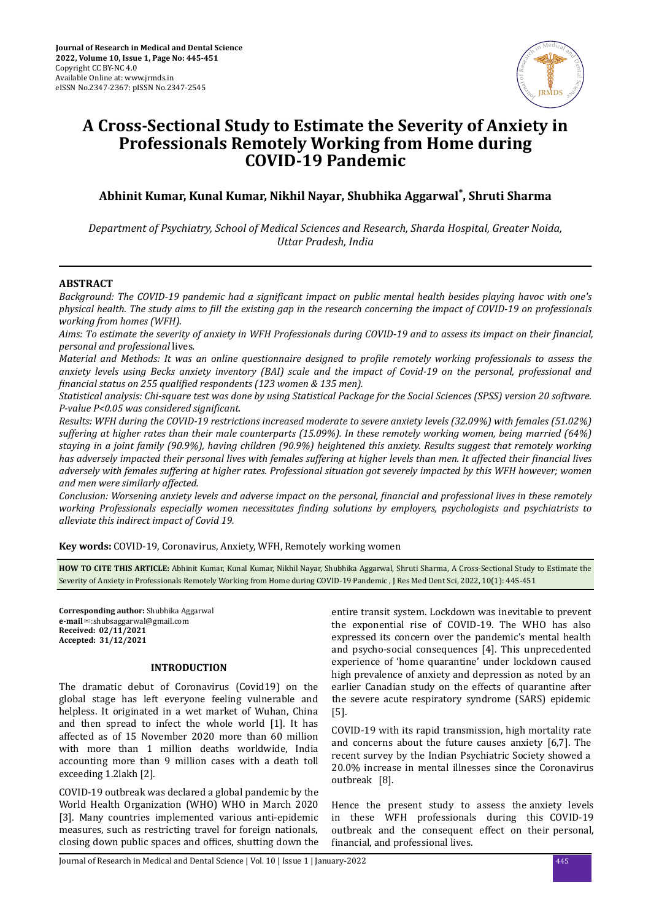# A Cross-Sectional Study to Estimate the Severity of Anxiety in Professionals Remotely Working from Home during COVID-19 Pandemic

**Abhinit Kumar, Kunal Kumar, Nikhil Nayar, Shubhika Aggarwal*, Shruti Sharma**

*Department of Psychiatry, School of Medical Sciences and Research, Sharda Hospital, Greater Noida, Uttar Pradesh, India*

## ABSTRACT

*Background: The COVID-19 pandemic had a significant impact on public mental health besides playing havoc with one's physical health. The study aims to fill the existing gap in the research concerning the impact of COVID-19 on professionals working from homes (WFH).*

*Aims: To estimate the severity of anxiety in WFH Professionals during COVID-19 and to assess its impact on their financial, personal and professional* lives.

*Material and Methods: It was an online questionnaire designed to profile remotely working professionals to assess the anxiety levels using Becks anxiety inventory (BAI) scale and the impact of Covid-19 on the personal, professional and financial status on 255 qualified respondents (123 women & 135 men).*

*Statistical analysis: Chi-square test was done by using Statistical Package for the Social Sciences (SPSS) version 20 software. P-value P<0.05 was considered significant.*

*Results: WFH during the COVID-19 restrictions increased moderate to severe anxiety levels (32.09%) with females (51.02%) suffering at higher rates than their male counterparts (15.09%). In these remotely working women, being married (64%) staying in a joint family (90.9%), having children (90.9%) heightened this anxiety. Results suggest that remotely working has adversely impacted their personal lives with females suffering at higher levels than men. It affected their financial lives adversely with females suffering at higher rates. Professional situation got severely impacted by this WFH however; women and men were similarly affected.*

*Conclusion: Worsening anxiety levels and adverse impact on the personal, financial and professional lives in these remotely working Professionals especially women necessitates finding solutions by employers, psychologists and psychiatrists to alleviate this indirect impact of Covid 19.*

**Key words:** COVID-19, Coronavirus, Anxiety, WFH, Remotely working women

**HOW TO CITE THIS ARTICLE:** Abhinit Kumar, Kunal Kumar, Nikhil Nayar, Shubhika Aggarwal, Shruti Sharma, A Cross-Sectional Study to Estimate the Severity of Anxiety in Professionals Remotely Working from Home during COVID-19 Pandemic , J Res Med Dent Sci, 2022, 10(1): 445-451

**Corresponding author:** Shubhika Aggarwal
**e-mail**✉:shubsaggarwal@gmail.com
**Received: 02/11/2021**
**Accepted: 31/12/2021**

## INTRODUCTION

The dramatic debut of Coronavirus (Covid19) on the global stage has left everyone feeling vulnerable and helpless. It originated in a wet market of Wuhan, China and then spread to infect the whole world [1]. It has affected as of 15 November 2020 more than 60 million with more than 1 million deaths worldwide, India accounting more than 9 million cases with a death toll exceeding 1.2lakh [2].

COVID-19 outbreak was declared a global pandemic by the World Health Organization (WHO) WHO in March 2020 [3]. Many countries implemented various anti-epidemic measures, such as restricting travel for foreign nationals, closing down public spaces and offices, shutting down the entire transit system. Lockdown was inevitable to prevent the exponential rise of COVID-19. The WHO has also expressed its concern over the pandemic's mental health and psycho-social consequences [4]. This unprecedented experience of 'home quarantine' under lockdown caused high prevalence of anxiety and depression as noted by an earlier Canadian study on the effects of quarantine after the severe acute respiratory syndrome (SARS) epidemic [5].

COVID-19 with its rapid transmission, high mortality rate and concerns about the future causes anxiety [6,7]. The recent survey by the Indian Psychiatric Society showed a 20.0% increase in mental illnesses since the Coronavirus outbreak [8].

Hence the present study to assess the anxiety levels in these WFH professionals during this COVID-19 outbreak and the consequent effect on their personal, financial, and professional lives.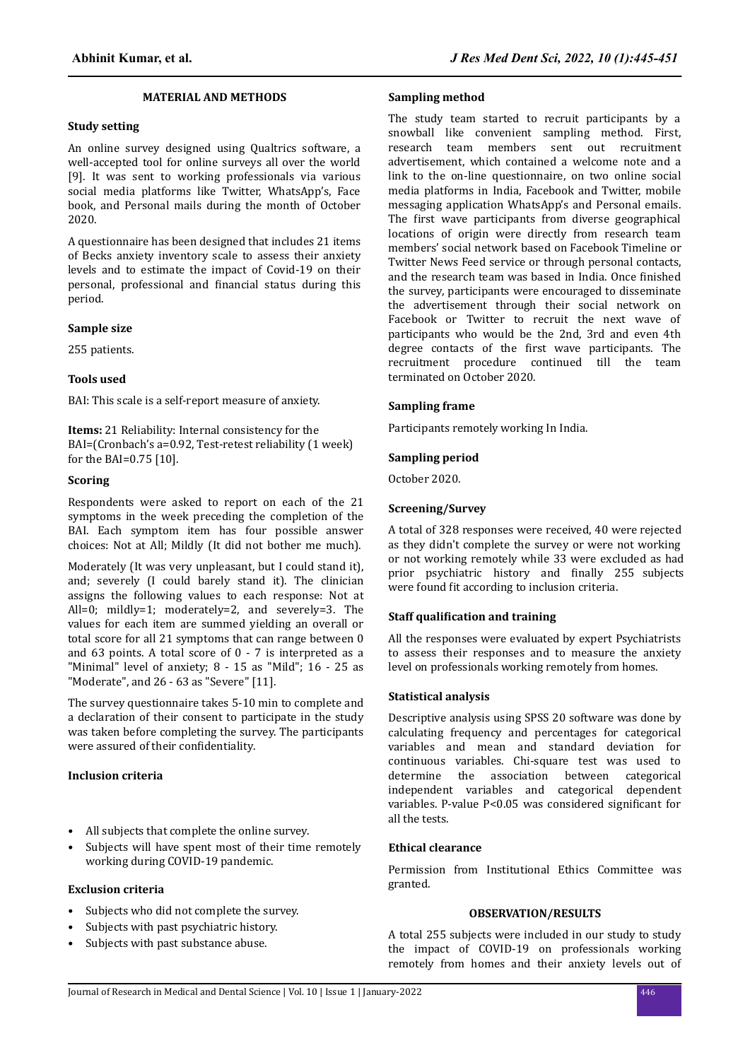## MATERIAL AND METHODS

### Study setting

An online survey designed using Qualtrics software, a well-accepted tool for online surveys all over the world [9]. It was sent to working professionals via various social media platforms like Twitter, WhatsApp's, Face book, and Personal mails during the month of October 2020.

A questionnaire has been designed that includes 21 items of Becks anxiety inventory scale to assess their anxiety levels and to estimate the impact of Covid-19 on their personal, professional and financial status during this period.

### Sample size

255 patients.

### Tools used

BAI: This scale is a self-report measure of anxiety.

**Items:** 21 Reliability: Internal consistency for the BAI=(Cronbach's a=0.92, Test-retest reliability (1 week) for the BAI=0.75 [10].

### Scoring

Respondents were asked to report on each of the 21 symptoms in the week preceding the completion of the BAI. Each symptom item has four possible answer choices: Not at All; Mildly (It did not bother me much).

Moderately (It was very unpleasant, but I could stand it), and; severely (I could barely stand it). The clinician assigns the following values to each response: Not at All=0; mildly=1; moderately=2, and severely=3. The values for each item are summed yielding an overall or total score for all 21 symptoms that can range between 0 and 63 points. A total score of 0 - 7 is interpreted as a "Minimal" level of anxiety; 8 - 15 as "Mild"; 16 - 25 as "Moderate", and 26 - 63 as "Severe" [11].

The survey questionnaire takes 5-10 min to complete and a declaration of their consent to participate in the study was taken before completing the survey. The participants were assured of their confidentiality.

### Inclusion criteria

- All subjects that complete the online survey.
- Subjects will have spent most of their time remotely working during COVID-19 pandemic.

### Exclusion criteria

- Subjects who did not complete the survey.
- Subjects with past psychiatric history.
- Subjects with past substance abuse.

### Sampling method

The study team started to recruit participants by a snowball like convenient sampling method. First, research team members sent out recruitment advertisement, which contained a welcome note and a link to the on-line questionnaire, on two online social media platforms in India, Facebook and Twitter, mobile messaging application WhatsApp's and Personal emails. The first wave participants from diverse geographical locations of origin were directly from research team members' social network based on Facebook Timeline or Twitter News Feed service or through personal contacts, and the research team was based in India. Once finished the survey, participants were encouraged to disseminate the advertisement through their social network on Facebook or Twitter to recruit the next wave of participants who would be the 2nd, 3rd and even 4th degree contacts of the first wave participants. The recruitment procedure continued till the team terminated on October 2020.

### Sampling frame

Participants remotely working In India.

### Sampling period

October 2020.

### Screening/Survey

A total of 328 responses were received, 40 were rejected as they didn't complete the survey or were not working or not working remotely while 33 were excluded as had prior psychiatric history and finally 255 subjects were found fit according to inclusion criteria.

### Staff qualification and training

All the responses were evaluated by expert Psychiatrists to assess their responses and to measure the anxiety level on professionals working remotely from homes.

### Statistical analysis

Descriptive analysis using SPSS 20 software was done by calculating frequency and percentages for categorical variables and mean and standard deviation for continuous variables. Chi-square test was used to determine the association between categorical independent variables and categorical dependent variables. P-value $P<0.05$ was considered significant for all the tests.

### Ethical clearance

Permission from Institutional Ethics Committee was granted.

## OBSERVATION/RESULTS

A total 255 subjects were included in our study to study the impact of COVID-19 on professionals working remotely from homes and their anxiety levels out of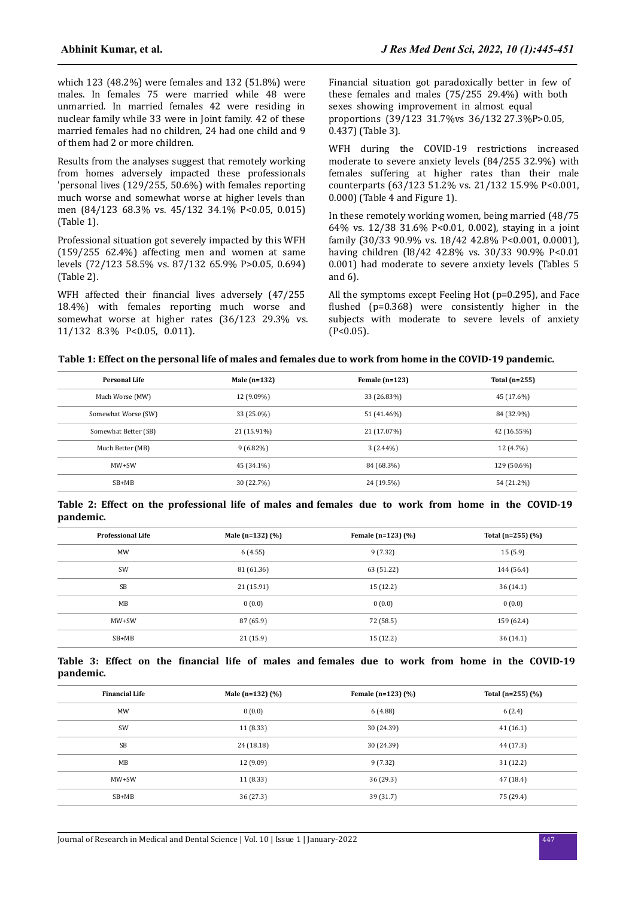which 123 (48.2%) were females and 132 (51.8%) were males. In females 75 were married while 48 were unmarried. In married females 42 were residing in nuclear family while 33 were in Joint family. 42 of these married females had no children, 24 had one child and 9 of them had 2 or more children.

Results from the analyses suggest that remotely working from homes adversely impacted these professionals 'personal lives (129/255, 50.6%) with females reporting much worse and somewhat worse at higher levels than men (84/123 68.3% vs. 45/132 34.1% P<0.05, 0.015) (Table 1).

Professional situation got severely impacted by this WFH (159/255 62.4%) affecting men and women at same levels (72/123 58.5% vs. 87/132 65.9% P>0.05, 0.694) (Table 2).

WFH affected their financial lives adversely (47/255 18.4%) with females reporting much worse and somewhat worse at higher rates (36/123 29.3% vs. 11/132 8.3% P<0.05, 0.011).

Financial situation got paradoxically better in few of these females and males (75/255 29.4%) with both sexes showing improvement in almost equal proportions (39/123 31.7%vs 36/132 27.3%P>0.05, 0.437) (Table 3).

WFH during the COVID-19 restrictions increased moderate to severe anxiety levels (84/255 32.9%) with females suffering at higher rates than their male counterparts (63/123 51.2% vs. 21/132 15.9% P<0.001, 0.000) (Table 4 and Figure 1).

In these remotely working women, being married (48/75 64% vs. 12/38 31.6% P<0.01, 0.002), staying in a joint family (30/33 90.9% vs. 18/42 42.8% P<0.001, 0.0001), having children (l8/42 42.8% vs. 30/33 90.9% P<0.01 0.001) had moderate to severe anxiety levels (Tables 5 and 6).

All the symptoms except Feeling Hot (p=0.295), and Face flushed (p=0.368) were consistently higher in the subjects with moderate to severe levels of anxiety (P<0.05).

**Table 1: Effect on the personal life of males and females due to work from home in the COVID-19 pandemic.**

| Personal Life | Male (n=132) | Female (n=123) | Total (n=255) |
|---|---|---|---|
| Much Worse (MW) | 12 (9.09%) | 33 (26.83%) | 45 (17.6%) |
| Somewhat Worse (SW) | 33 (25.0%) | 51 (41.46%) | 84 (32.9%) |
| Somewhat Better (SB) | 21 (15.91%) | 21 (17.07%) | 42 (16.55%) |
| Much Better (MB) | 9 (6.82%) | 3 (2.44%) | 12 (4.7%) |
| MW+SW | 45 (34.1%) | 84 (68.3%) | 129 (50.6%) |
| SB+MB | 30 (22.7%) | 24 (19.5%) | 54 (21.2%) |

**Table 2: Effect on the professional life of males and females due to work from home in the COVID-19 pandemic.**

| Professional Life | Male (n=132) (%) | Female (n=123) (%) | Total (n=255) (%) |
|---|---|---|---|
| MW | 6 (4.55) | 9 (7.32) | 15 (5.9) |
| SW | 81 (61.36) | 63 (51.22) | 144 (56.4) |
| SB | 21 (15.91) | 15 (12.2) | 36 (14.1) |
| MB | 0 (0.0) | 0 (0.0) | 0 (0.0) |
| MW+SW | 87 (65.9) | 72 (58.5) | 159 (62.4) |
| SB+MB | 21 (15.9) | 15 (12.2) | 36 (14.1) |

**Table 3: Effect on the financial life of males and females due to work from home in the COVID-19 pandemic.**

| Financial Life | Male (n=132) (%) | Female (n=123) (%) | Total (n=255) (%) |
|---|---|---|---|
| MW | 0 (0.0) | 6 (4.88) | 6 (2.4) |
| SW | 11 (8.33) | 30 (24.39) | 41 (16.1) |
| SB | 24 (18.18) | 30 (24.39) | 44 (17.3) |
| MB | 12 (9.09) | 9 (7.32) | 31 (12.2) |
| MW+SW | 11 (8.33) | 36 (29.3) | 47 (18.4) |
| SB+MB | 36 (27.3) | 39 (31.7) | 75 (29.4) |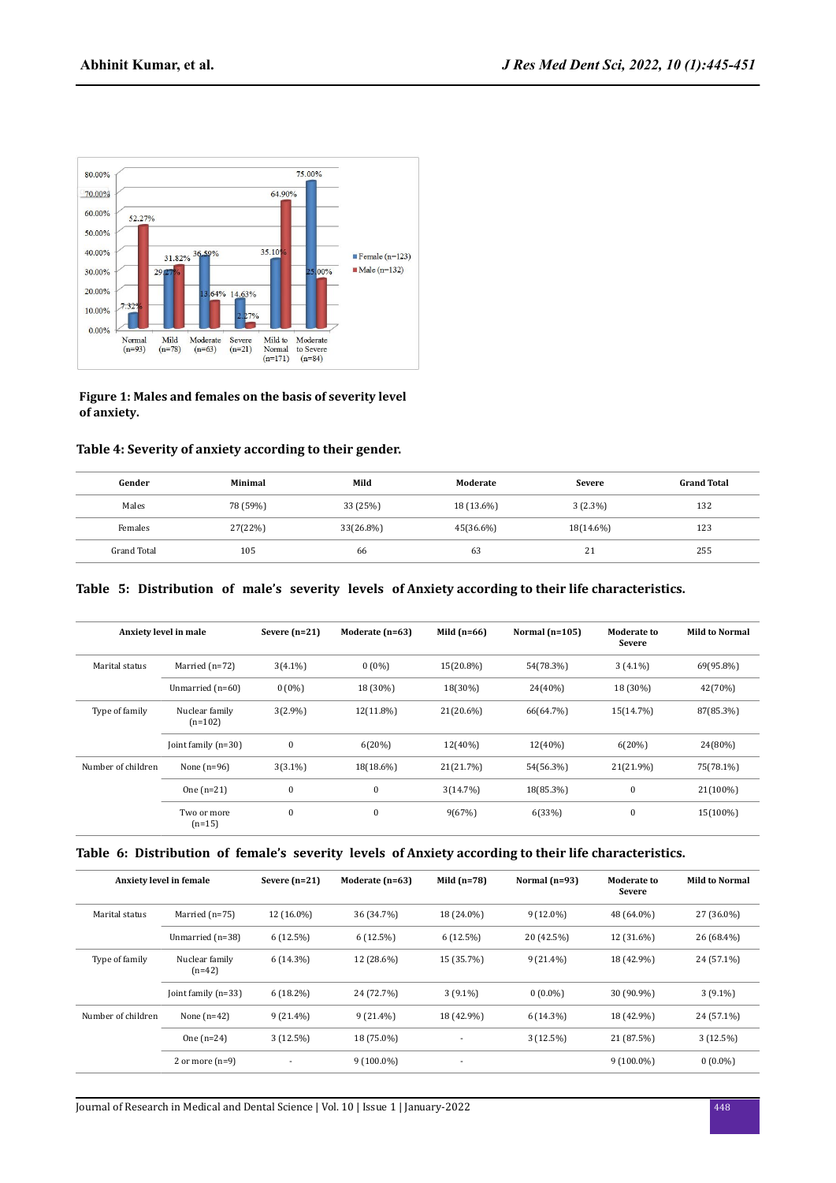**Figure 1: Males and females on the basis of severity level of anxiety.**

**Table 4: Severity of anxiety according to their gender.**

| Gender | Minimal | Mild | Moderate | Severe | Grand Total |
|---|---|---|---|---|---|
| Males | 78 (59%) | 33 (25%) | 18 (13.6%) | 3 (2.3%) | 132 |
| Females | 27(22%) | 33(26.8%) | 45(36.6%) | 18(14.6%) | 123 |
| Grand Total | 105 | 66 | 63 | 21 | 255 |

**Table 5: Distribution of male's severity levels of Anxiety according to their life characteristics.**

| Anxiety level in male | | Severe (n=21) | Moderate (n=63) | Mild (n=66) | Normal (n=105) | Moderate to Severe | Mild to Normal |
|---|---|---|---|---|---|---|---|
| Marital status | Married (n=72) | 3(4.1%) | 0 (0%) | 15(20.8%) | 54(78.3%) | 3 (4.1%) | 69(95.8%) |
| | Unmarried (n=60) | 0 (0%) | 18 (30%) | 18(30%) | 24(40%) | 18 (30%) | 42(70%) |
| Type of family | Nuclear family (n=102) | 3(2.9%) | 12(11.8%) | 21(20.6%) | 66(64.7%) | 15(14.7%) | 87(85.3%) |
| | Joint family (n=30) | 0 | 6(20%) | 12(40%) | 12(40%) | 6(20%) | 24(80%) |
| Number of children | None (n=96) | 3(3.1%) | 18(18.6%) | 21(21.7%) | 54(56.3%) | 21(21.9%) | 75(78.1%) |
| | One (n=21) | 0 | 0 | 3(14.7%) | 18(85.3%) | 0 | 21(100%) |
| | Two or more (n=15) | 0 | 0 | 9(67%) | 6(33%) | 0 | 15(100%) |

**Table 6: Distribution of female's severity levels of Anxiety according to their life characteristics.**

| Anxiety level in female | | Severe (n=21) | Moderate (n=63) | Mild (n=78) | Normal (n=93) | Moderate to Severe | Mild to Normal |
|---|---|---|---|---|---|---|---|
| Marital status | Married (n=75) | 12 (16.0%) | 36 (34.7%) | 18 (24.0%) | 9 (12.0%) | 48 (64.0%) | 27 (36.0%) |
| | Unmarried (n=38) | 6 (12.5%) | 6 (12.5%) | 6 (12.5%) | 20 (42.5%) | 12 (31.6%) | 26 (68.4%) |
| Type of family | Nuclear family (n=42) | 6 (14.3%) | 12 (28.6%) | 15 (35.7%) | 9 (21.4%) | 18 (42.9%) | 24 (57.1%) |
| | Joint family (n=33) | 6 (18.2%) | 24 (72.7%) | 3 (9.1%) | 0 (0.0%) | 30 (90.9%) | 3 (9.1%) |
| Number of children | None (n=42) | 9 (21.4%) | 9 (21.4%) | 18 (42.9%) | 6 (14.3%) | 18 (42.9%) | 24 (57.1%) |
| | One (n=24) | 3 (12.5%) | 18 (75.0%) | - | 3 (12.5%) | 21 (87.5%) | 3 (12.5%) |
| | 2 or more (n=9) | - | 9 (100.0%) | - | | 9 (100.0%) | 0 (0.0%) |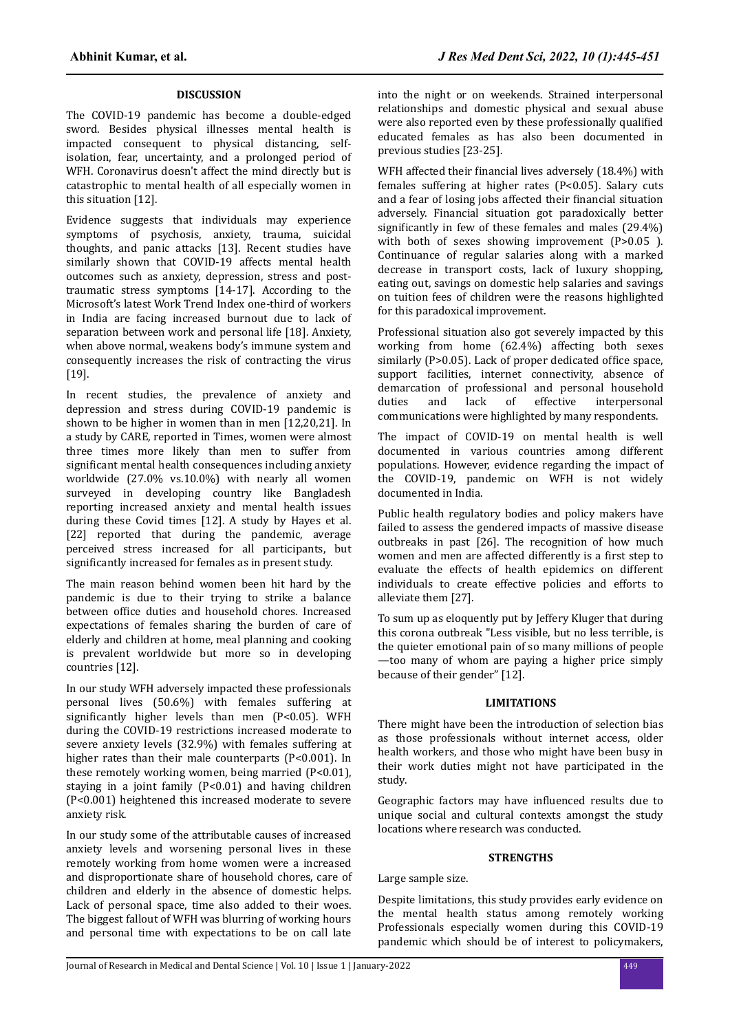## DISCUSSION

The COVID-19 pandemic has become a double-edged sword. Besides physical illnesses mental health is impacted consequent to physical distancing, self-isolation, fear, uncertainty, and a prolonged period of WFH. Coronavirus doesn't affect the mind directly but is catastrophic to mental health of all especially women in this situation [12].

Evidence suggests that individuals may experience symptoms of psychosis, anxiety, trauma, suicidal thoughts, and panic attacks [13]. Recent studies have similarly shown that COVID-19 affects mental health outcomes such as anxiety, depression, stress and post-traumatic stress symptoms [14-17]. According to the Microsoft's latest Work Trend Index one-third of workers in India are facing increased burnout due to lack of separation between work and personal life [18]. Anxiety, when above normal, weakens body's immune system and consequently increases the risk of contracting the virus [19].

In recent studies, the prevalence of anxiety and depression and stress during COVID-19 pandemic is shown to be higher in women than in men [12,20,21]. In a study by CARE, reported in Times, women were almost three times more likely than men to suffer from significant mental health consequences including anxiety worldwide (27.0% vs.10.0%) with nearly all women surveyed in developing country like Bangladesh reporting increased anxiety and mental health issues during these Covid times [12]. A study by Hayes et al. [22] reported that during the pandemic, average perceived stress increased for all participants, but significantly increased for females as in present study.

The main reason behind women been hit hard by the pandemic is due to their trying to strike a balance between office duties and household chores. Increased expectations of females sharing the burden of care of elderly and children at home, meal planning and cooking is prevalent worldwide but more so in developing countries [12].

In our study WFH adversely impacted these professionals personal lives (50.6%) with females suffering at significantly higher levels than men ($P<0.05$). WFH during the COVID-19 restrictions increased moderate to severe anxiety levels (32.9%) with females suffering at higher rates than their male counterparts ($P<0.001$). In these remotely working women, being married ($P<0.01$), staying in a joint family ($P<0.01$) and having children ($P<0.001$) heightened this increased moderate to severe anxiety risk.

In our study some of the attributable causes of increased anxiety levels and worsening personal lives in these remotely working from home women were a increased and disproportionate share of household chores, care of children and elderly in the absence of domestic helps. Lack of personal space, time also added to their woes. The biggest fallout of WFH was blurring of working hours and personal time with expectations to be on call late into the night or on weekends. Strained interpersonal relationships and domestic physical and sexual abuse were also reported even by these professionally qualified educated females as has also been documented in previous studies [23-25].

WFH affected their financial lives adversely (18.4%) with females suffering at higher rates ($P<0.05$). Salary cuts and a fear of losing jobs affected their financial situation adversely. Financial situation got paradoxically better significantly in few of these females and males (29.4%) with both of sexes showing improvement ($P>0.05$ ). Continuance of regular salaries along with a marked decrease in transport costs, lack of luxury shopping, eating out, savings on domestic help salaries and savings on tuition fees of children were the reasons highlighted for this paradoxical improvement.

Professional situation also got severely impacted by this working from home (62.4%) affecting both sexes similarly ($P>0.05$). Lack of proper dedicated office space, support facilities, internet connectivity, absence of demarcation of professional and personal household duties and lack of effective interpersonal communications were highlighted by many respondents.

The impact of COVID-19 on mental health is well documented in various countries among different populations. However, evidence regarding the impact of the COVID-19, pandemic on WFH is not widely documented in India.

Public health regulatory bodies and policy makers have failed to assess the gendered impacts of massive disease outbreaks in past [26]. The recognition of how much women and men are affected differently is a first step to evaluate the effects of health epidemics on different individuals to create effective policies and efforts to alleviate them [27].

To sum up as eloquently put by Jeffery Kluger that during this corona outbreak "Less visible, but no less terrible, is the quieter emotional pain of so many millions of people —too many of whom are paying a higher price simply because of their gender" [12].

## LIMITATIONS

There might have been the introduction of selection bias as those professionals without internet access, older health workers, and those who might have been busy in their work duties might not have participated in the study.

Geographic factors may have influenced results due to unique social and cultural contexts amongst the study locations where research was conducted.

## STRENGTHS

Large sample size.

Despite limitations, this study provides early evidence on the mental health status among remotely working Professionals especially women during this COVID-19 pandemic which should be of interest to policymakers,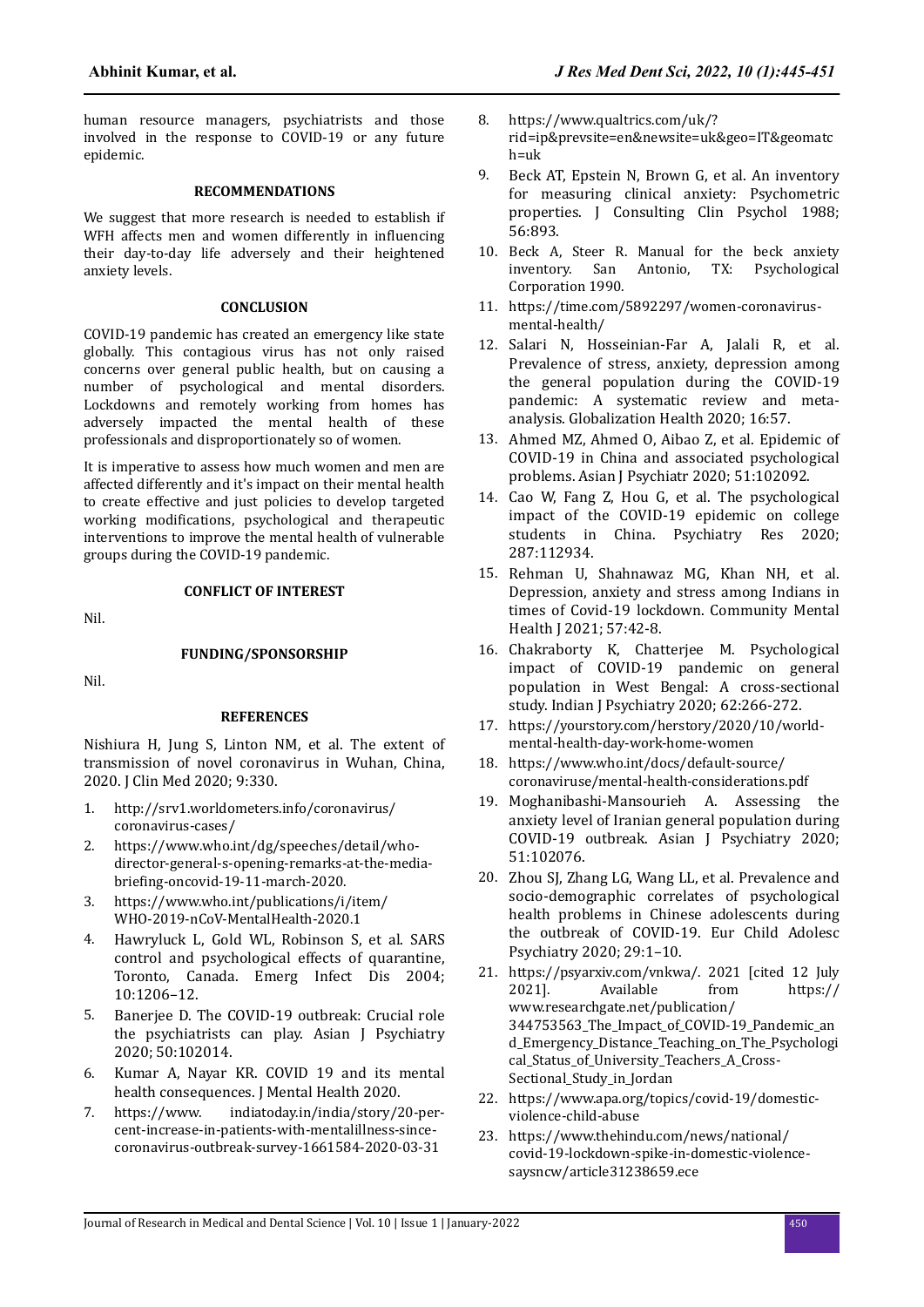human resource managers, psychiatrists and those involved in the response to COVID-19 or any future epidemic.

## RECOMMENDATIONS

We suggest that more research is needed to establish if WFH affects men and women differently in influencing their day-to-day life adversely and their heightened anxiety levels.

## CONCLUSION

COVID-19 pandemic has created an emergency like state globally. This contagious virus has not only raised concerns over general public health, but on causing a number of psychological and mental disorders. Lockdowns and remotely working from homes has adversely impacted the mental health of these professionals and disproportionately so of women.

It is imperative to assess how much women and men are affected differently and it's impact on their mental health to create effective and just policies to develop targeted working modifications, psychological and therapeutic interventions to improve the mental health of vulnerable groups during the COVID-19 pandemic.

## CONFLICT OF INTEREST

Nil.

## FUNDING/SPONSORSHIP

Nil.

## REFERENCES

Nishiura H, Jung S, Linton NM, et al. The extent of transmission of novel coronavirus in Wuhan, China, 2020. J Clin Med 2020; 9:330.

1. http://srv1.worldometers.info/coronavirus/coronavirus-cases/
2. https://www.who.int/dg/speeches/detail/who-director-general-s-opening-remarks-at-the-media-briefing-oncovid-19-11-march-2020.
3. https://www.who.int/publications/i/item/WHO-2019-nCoV-MentalHealth-2020.1
4. Hawryluck L, Gold WL, Robinson S, et al. SARS control and psychological effects of quarantine, Toronto, Canada. Emerg Infect Dis 2004; 10:1206–12.
5. Banerjee D. The COVID-19 outbreak: Crucial role the psychiatrists can play. Asian J Psychiatry 2020; 50:102014.
6. Kumar A, Nayar KR. COVID 19 and its mental health consequences. J Mental Health 2020.
7. https://www. indiatoday.in/india/story/20-per-cent-increase-in-patients-with-mentalillness-since-coronavirus-outbreak-survey-1661584-2020-03-31
8. https://www.qualtrics.com/uk/?rid=ip&prevsite=en&newsite=uk&geo=IT&geomatch=uk
9. Beck AT, Epstein N, Brown G, et al. An inventory for measuring clinical anxiety: Psychometric properties. J Consulting Clin Psychol 1988; 56:893.
10. Beck A, Steer R. Manual for the beck anxiety inventory. San Antonio, TX: Psychological Corporation 1990.
11. https://time.com/5892297/women-coronavirus-mental-health/
12. Salari N, Hosseinian-Far A, Jalali R, et al. Prevalence of stress, anxiety, depression among the general population during the COVID-19 pandemic: A systematic review and meta-analysis. Globalization Health 2020; 16:57.
13. Ahmed MZ, Ahmed O, Aibao Z, et al. Epidemic of COVID-19 in China and associated psychological problems. Asian J Psychiatr 2020; 51:102092.
14. Cao W, Fang Z, Hou G, et al. The psychological impact of the COVID-19 epidemic on college students in China. Psychiatry Res 2020; 287:112934.
15. Rehman U, Shahnawaz MG, Khan NH, et al. Depression, anxiety and stress among Indians in times of Covid-19 lockdown. Community Mental Health J 2021; 57:42-8.
16. Chakraborty K, Chatterjee M. Psychological impact of COVID-19 pandemic on general population in West Bengal: A cross-sectional study. Indian J Psychiatry 2020; 62:266-272.
17. https://yourstory.com/herstory/2020/10/world-mental-health-day-work-home-women
18. https://www.who.int/docs/default-source/coronaviruse/mental-health-considerations.pdf
19. Moghanibashi-Mansourieh A. Assessing the anxiety level of Iranian general population during COVID-19 outbreak. Asian J Psychiatry 2020; 51:102076.
20. Zhou SJ, Zhang LG, Wang LL, et al. Prevalence and socio-demographic correlates of psychological health problems in Chinese adolescents during the outbreak of COVID-19. Eur Child Adolesc Psychiatry 2020; 29:1–10.
21. https://psyarxiv.com/vnkwa/. 2021 [cited 12 July 2021]. Available from https://www.researchgate.net/publication/344753563_The_Impact_of_COVID-19_Pandemic_and_Emergency_Distance_Teaching_on_The_Psychological_Status_of_University_Teachers_A_Cross-Sectional_Study_in_Jordan
22. https://www.apa.org/topics/covid-19/domestic-violence-child-abuse
23. https://www.thehindu.com/news/national/covid-19-lockdown-spike-in-domestic-violence-saysncw/article31238659.ece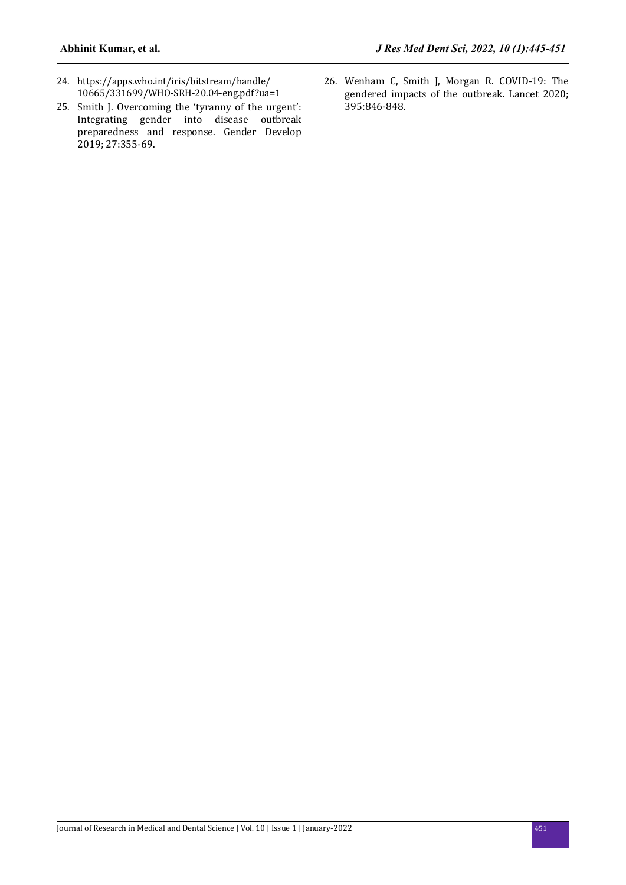24. https://apps.who.int/iris/bitstream/handle/10665/331699/WHO-SRH-20.04-eng.pdf?ua=1
25. Smith J. Overcoming the 'tyranny of the urgent': Integrating gender into disease outbreak preparedness and response. Gender Develop 2019; 27:355-69.
26. Wenham C, Smith J, Morgan R. COVID-19: The gendered impacts of the outbreak. Lancet 2020; 395:846-848.